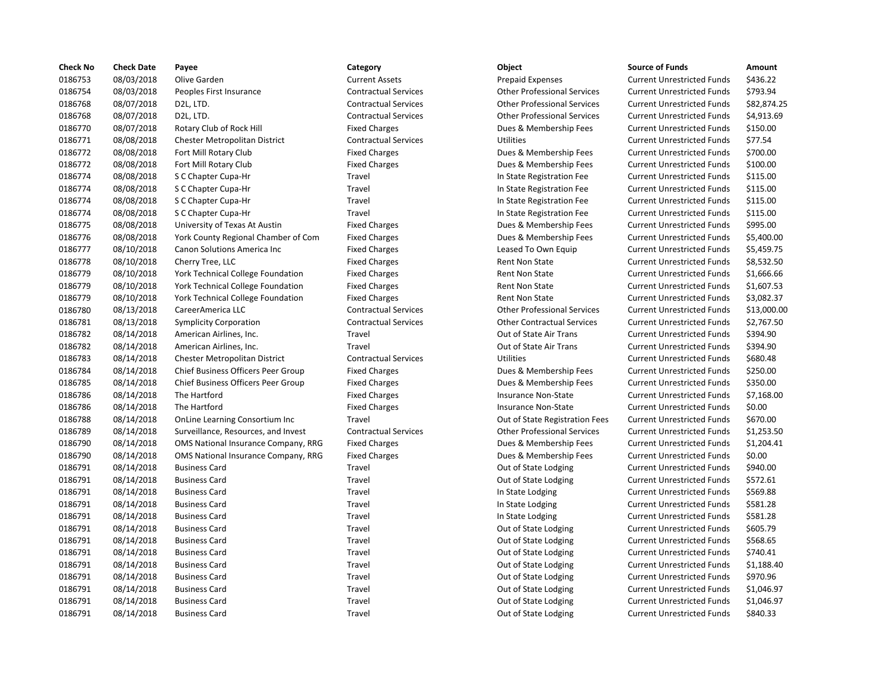| Check No | Check Date | Payee | Category | Object | Source of Funds | Amount |
| --- | --- | --- | --- | --- | --- | --- |
| 0186753 | 08/03/2018 | Olive Garden | Current Assets | Prepaid Expenses | Current Unrestricted Funds | $436.22 |
| 0186754 | 08/03/2018 | Peoples First Insurance | Contractual Services | Other Professional Services | Current Unrestricted Funds | $793.94 |
| 0186768 | 08/07/2018 | D2L, LTD. | Contractual Services | Other Professional Services | Current Unrestricted Funds | $82,874.25 |
| 0186768 | 08/07/2018 | D2L, LTD. | Contractual Services | Other Professional Services | Current Unrestricted Funds | $4,913.69 |
| 0186770 | 08/07/2018 | Rotary Club of Rock Hill | Fixed Charges | Dues & Membership Fees | Current Unrestricted Funds | $150.00 |
| 0186771 | 08/08/2018 | Chester Metropolitan District | Contractual Services | Utilities | Current Unrestricted Funds | $77.54 |
| 0186772 | 08/08/2018 | Fort Mill Rotary Club | Fixed Charges | Dues & Membership Fees | Current Unrestricted Funds | $700.00 |
| 0186772 | 08/08/2018 | Fort Mill Rotary Club | Fixed Charges | Dues & Membership Fees | Current Unrestricted Funds | $100.00 |
| 0186774 | 08/08/2018 | S C Chapter Cupa-Hr | Travel | In State Registration Fee | Current Unrestricted Funds | $115.00 |
| 0186774 | 08/08/2018 | S C Chapter Cupa-Hr | Travel | In State Registration Fee | Current Unrestricted Funds | $115.00 |
| 0186774 | 08/08/2018 | S C Chapter Cupa-Hr | Travel | In State Registration Fee | Current Unrestricted Funds | $115.00 |
| 0186774 | 08/08/2018 | S C Chapter Cupa-Hr | Travel | In State Registration Fee | Current Unrestricted Funds | $115.00 |
| 0186775 | 08/08/2018 | University of Texas At Austin | Fixed Charges | Dues & Membership Fees | Current Unrestricted Funds | $995.00 |
| 0186776 | 08/08/2018 | York County Regional Chamber of Com | Fixed Charges | Dues & Membership Fees | Current Unrestricted Funds | $5,400.00 |
| 0186777 | 08/10/2018 | Canon Solutions America Inc | Fixed Charges | Leased To Own Equip | Current Unrestricted Funds | $5,459.75 |
| 0186778 | 08/10/2018 | Cherry Tree, LLC | Fixed Charges | Rent Non State | Current Unrestricted Funds | $8,532.50 |
| 0186779 | 08/10/2018 | York Technical College Foundation | Fixed Charges | Rent Non State | Current Unrestricted Funds | $1,666.66 |
| 0186779 | 08/10/2018 | York Technical College Foundation | Fixed Charges | Rent Non State | Current Unrestricted Funds | $1,607.53 |
| 0186779 | 08/10/2018 | York Technical College Foundation | Fixed Charges | Rent Non State | Current Unrestricted Funds | $3,082.37 |
| 0186780 | 08/13/2018 | CareerAmerica LLC | Contractual Services | Other Professional Services | Current Unrestricted Funds | $13,000.00 |
| 0186781 | 08/13/2018 | Symplicity Corporation | Contractual Services | Other Contractual Services | Current Unrestricted Funds | $2,767.50 |
| 0186782 | 08/14/2018 | American Airlines, Inc. | Travel | Out of State Air Trans | Current Unrestricted Funds | $394.90 |
| 0186782 | 08/14/2018 | American Airlines, Inc. | Travel | Out of State Air Trans | Current Unrestricted Funds | $394.90 |
| 0186783 | 08/14/2018 | Chester Metropolitan District | Contractual Services | Utilities | Current Unrestricted Funds | $680.48 |
| 0186784 | 08/14/2018 | Chief Business Officers Peer Group | Fixed Charges | Dues & Membership Fees | Current Unrestricted Funds | $250.00 |
| 0186785 | 08/14/2018 | Chief Business Officers Peer Group | Fixed Charges | Dues & Membership Fees | Current Unrestricted Funds | $350.00 |
| 0186786 | 08/14/2018 | The Hartford | Fixed Charges | Insurance Non-State | Current Unrestricted Funds | $7,168.00 |
| 0186786 | 08/14/2018 | The Hartford | Fixed Charges | Insurance Non-State | Current Unrestricted Funds | $0.00 |
| 0186788 | 08/14/2018 | OnLine Learning Consortium Inc | Travel | Out of State Registration Fees | Current Unrestricted Funds | $670.00 |
| 0186789 | 08/14/2018 | Surveillance, Resources, and Invest | Contractual Services | Other Professional Services | Current Unrestricted Funds | $1,253.50 |
| 0186790 | 08/14/2018 | OMS National Insurance Company, RRG | Fixed Charges | Dues & Membership Fees | Current Unrestricted Funds | $1,204.41 |
| 0186790 | 08/14/2018 | OMS National Insurance Company, RRG | Fixed Charges | Dues & Membership Fees | Current Unrestricted Funds | $0.00 |
| 0186791 | 08/14/2018 | Business Card | Travel | Out of State Lodging | Current Unrestricted Funds | $940.00 |
| 0186791 | 08/14/2018 | Business Card | Travel | Out of State Lodging | Current Unrestricted Funds | $572.61 |
| 0186791 | 08/14/2018 | Business Card | Travel | In State Lodging | Current Unrestricted Funds | $569.88 |
| 0186791 | 08/14/2018 | Business Card | Travel | In State Lodging | Current Unrestricted Funds | $581.28 |
| 0186791 | 08/14/2018 | Business Card | Travel | In State Lodging | Current Unrestricted Funds | $581.28 |
| 0186791 | 08/14/2018 | Business Card | Travel | Out of State Lodging | Current Unrestricted Funds | $605.79 |
| 0186791 | 08/14/2018 | Business Card | Travel | Out of State Lodging | Current Unrestricted Funds | $568.65 |
| 0186791 | 08/14/2018 | Business Card | Travel | Out of State Lodging | Current Unrestricted Funds | $740.41 |
| 0186791 | 08/14/2018 | Business Card | Travel | Out of State Lodging | Current Unrestricted Funds | $1,188.40 |
| 0186791 | 08/14/2018 | Business Card | Travel | Out of State Lodging | Current Unrestricted Funds | $970.96 |
| 0186791 | 08/14/2018 | Business Card | Travel | Out of State Lodging | Current Unrestricted Funds | $1,046.97 |
| 0186791 | 08/14/2018 | Business Card | Travel | Out of State Lodging | Current Unrestricted Funds | $1,046.97 |
| 0186791 | 08/14/2018 | Business Card | Travel | Out of State Lodging | Current Unrestricted Funds | $840.33 |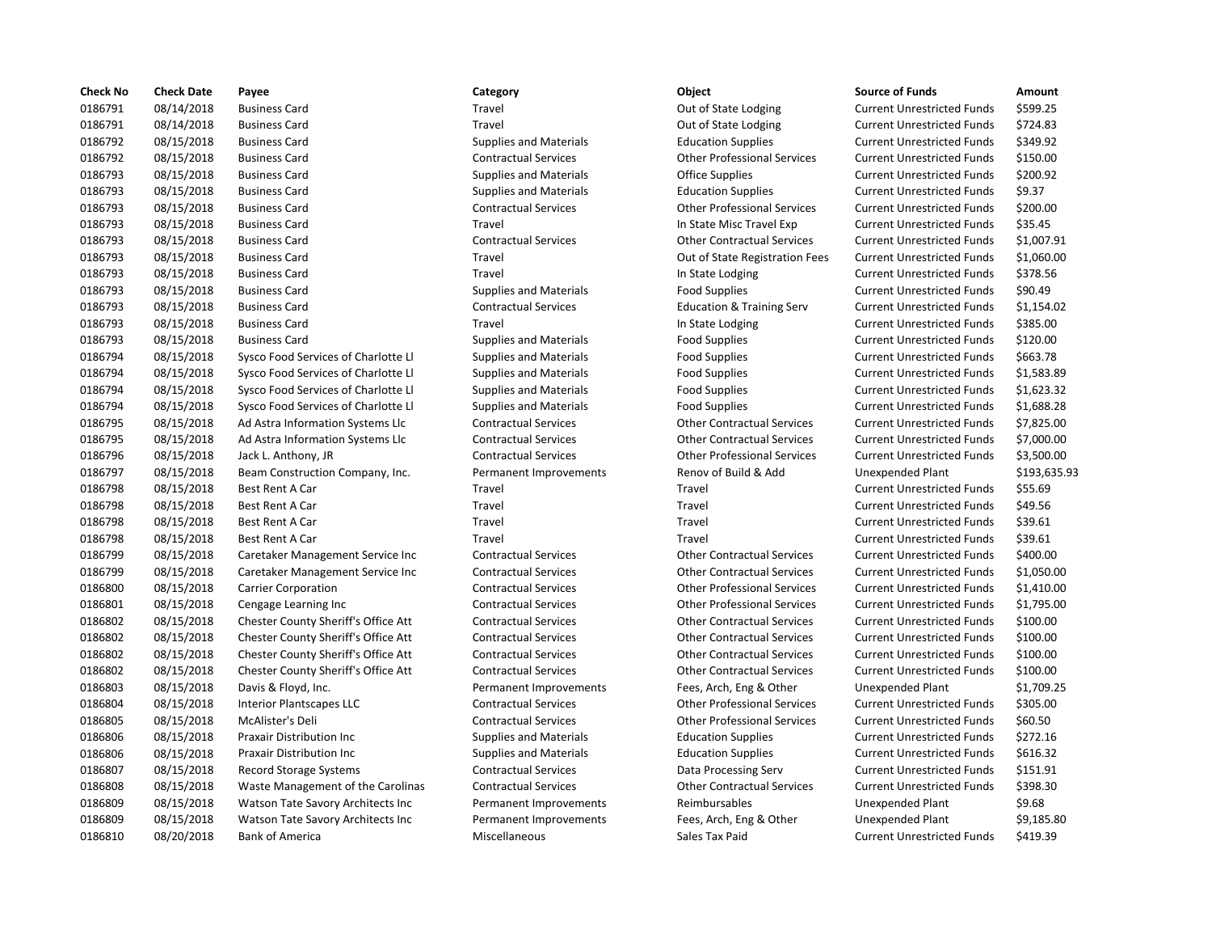| Check No | Check Date | Payee | Category | Object | Source of Funds | Amount |
|---|---|---|---|---|---|---|
| 0186791 | 08/14/2018 | Business Card | Travel | Out of State Lodging | Current Unrestricted Funds | $599.25 |
| 0186791 | 08/14/2018 | Business Card | Travel | Out of State Lodging | Current Unrestricted Funds | $724.83 |
| 0186792 | 08/15/2018 | Business Card | Supplies and Materials | Education Supplies | Current Unrestricted Funds | $349.92 |
| 0186792 | 08/15/2018 | Business Card | Contractual Services | Other Professional Services | Current Unrestricted Funds | $150.00 |
| 0186793 | 08/15/2018 | Business Card | Supplies and Materials | Office Supplies | Current Unrestricted Funds | $200.92 |
| 0186793 | 08/15/2018 | Business Card | Supplies and Materials | Education Supplies | Current Unrestricted Funds | $9.37 |
| 0186793 | 08/15/2018 | Business Card | Contractual Services | Other Professional Services | Current Unrestricted Funds | $200.00 |
| 0186793 | 08/15/2018 | Business Card | Travel | In State Misc Travel Exp | Current Unrestricted Funds | $35.45 |
| 0186793 | 08/15/2018 | Business Card | Contractual Services | Other Contractual Services | Current Unrestricted Funds | $1,007.91 |
| 0186793 | 08/15/2018 | Business Card | Travel | Out of State Registration Fees | Current Unrestricted Funds | $1,060.00 |
| 0186793 | 08/15/2018 | Business Card | Travel | In State Lodging | Current Unrestricted Funds | $378.56 |
| 0186793 | 08/15/2018 | Business Card | Supplies and Materials | Food Supplies | Current Unrestricted Funds | $90.49 |
| 0186793 | 08/15/2018 | Business Card | Contractual Services | Education & Training Serv | Current Unrestricted Funds | $1,154.02 |
| 0186793 | 08/15/2018 | Business Card | Travel | In State Lodging | Current Unrestricted Funds | $385.00 |
| 0186793 | 08/15/2018 | Business Card | Supplies and Materials | Food Supplies | Current Unrestricted Funds | $120.00 |
| 0186794 | 08/15/2018 | Sysco Food Services of Charlotte Ll | Supplies and Materials | Food Supplies | Current Unrestricted Funds | $663.78 |
| 0186794 | 08/15/2018 | Sysco Food Services of Charlotte Ll | Supplies and Materials | Food Supplies | Current Unrestricted Funds | $1,583.89 |
| 0186794 | 08/15/2018 | Sysco Food Services of Charlotte Ll | Supplies and Materials | Food Supplies | Current Unrestricted Funds | $1,623.32 |
| 0186794 | 08/15/2018 | Sysco Food Services of Charlotte Ll | Supplies and Materials | Food Supplies | Current Unrestricted Funds | $1,688.28 |
| 0186795 | 08/15/2018 | Ad Astra Information Systems Llc | Contractual Services | Other Contractual Services | Current Unrestricted Funds | $7,825.00 |
| 0186795 | 08/15/2018 | Ad Astra Information Systems Llc | Contractual Services | Other Contractual Services | Current Unrestricted Funds | $7,000.00 |
| 0186796 | 08/15/2018 | Jack L. Anthony, JR | Contractual Services | Other Professional Services | Current Unrestricted Funds | $3,500.00 |
| 0186797 | 08/15/2018 | Beam Construction Company, Inc. | Permanent Improvements | Renov of Build & Add | Unexpended Plant | $193,635.93 |
| 0186798 | 08/15/2018 | Best Rent A Car | Travel | Travel | Current Unrestricted Funds | $55.69 |
| 0186798 | 08/15/2018 | Best Rent A Car | Travel | Travel | Current Unrestricted Funds | $49.56 |
| 0186798 | 08/15/2018 | Best Rent A Car | Travel | Travel | Current Unrestricted Funds | $39.61 |
| 0186798 | 08/15/2018 | Best Rent A Car | Travel | Travel | Current Unrestricted Funds | $39.61 |
| 0186799 | 08/15/2018 | Caretaker Management Service Inc | Contractual Services | Other Contractual Services | Current Unrestricted Funds | $400.00 |
| 0186799 | 08/15/2018 | Caretaker Management Service Inc | Contractual Services | Other Contractual Services | Current Unrestricted Funds | $1,050.00 |
| 0186800 | 08/15/2018 | Carrier Corporation | Contractual Services | Other Professional Services | Current Unrestricted Funds | $1,410.00 |
| 0186801 | 08/15/2018 | Cengage Learning Inc | Contractual Services | Other Professional Services | Current Unrestricted Funds | $1,795.00 |
| 0186802 | 08/15/2018 | Chester County Sheriff's Office Att | Contractual Services | Other Contractual Services | Current Unrestricted Funds | $100.00 |
| 0186802 | 08/15/2018 | Chester County Sheriff's Office Att | Contractual Services | Other Contractual Services | Current Unrestricted Funds | $100.00 |
| 0186802 | 08/15/2018 | Chester County Sheriff's Office Att | Contractual Services | Other Contractual Services | Current Unrestricted Funds | $100.00 |
| 0186802 | 08/15/2018 | Chester County Sheriff's Office Att | Contractual Services | Other Contractual Services | Current Unrestricted Funds | $100.00 |
| 0186803 | 08/15/2018 | Davis & Floyd, Inc. | Permanent Improvements | Fees, Arch, Eng & Other | Unexpended Plant | $1,709.25 |
| 0186804 | 08/15/2018 | Interior Plantscapes LLC | Contractual Services | Other Professional Services | Current Unrestricted Funds | $305.00 |
| 0186805 | 08/15/2018 | McAlister's Deli | Contractual Services | Other Professional Services | Current Unrestricted Funds | $60.50 |
| 0186806 | 08/15/2018 | Praxair Distribution Inc | Supplies and Materials | Education Supplies | Current Unrestricted Funds | $272.16 |
| 0186806 | 08/15/2018 | Praxair Distribution Inc | Supplies and Materials | Education Supplies | Current Unrestricted Funds | $616.32 |
| 0186807 | 08/15/2018 | Record Storage Systems | Contractual Services | Data Processing Serv | Current Unrestricted Funds | $151.91 |
| 0186808 | 08/15/2018 | Waste Management of the Carolinas | Contractual Services | Other Contractual Services | Current Unrestricted Funds | $398.30 |
| 0186809 | 08/15/2018 | Watson Tate Savory Architects Inc | Permanent Improvements | Reimbursables | Unexpended Plant | $9.68 |
| 0186809 | 08/15/2018 | Watson Tate Savory Architects Inc | Permanent Improvements | Fees, Arch, Eng & Other | Unexpended Plant | $9,185.80 |
| 0186810 | 08/20/2018 | Bank of America | Miscellaneous | Sales Tax Paid | Current Unrestricted Funds | $419.39 |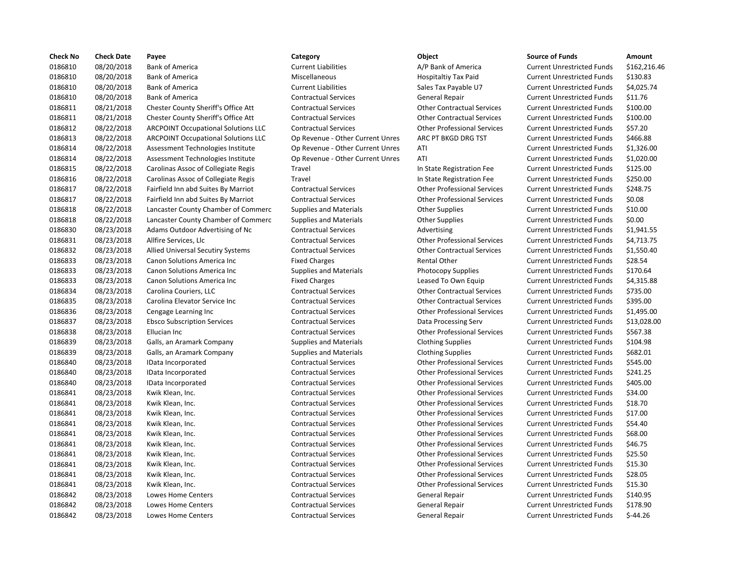| Check No | Check Date | Payee | Category | Object | Source of Funds | Amount |
|---|---|---|---|---|---|---|
| 0186810 | 08/20/2018 | Bank of America | Current Liabilities | A/P Bank of America | Current Unrestricted Funds | $162,216.46 |
| 0186810 | 08/20/2018 | Bank of America | Miscellaneous | Hospitaltiy Tax Paid | Current Unrestricted Funds | $130.83 |
| 0186810 | 08/20/2018 | Bank of America | Current Liabilities | Sales Tax Payable U7 | Current Unrestricted Funds | $4,025.74 |
| 0186810 | 08/20/2018 | Bank of America | Contractual Services | General Repair | Current Unrestricted Funds | $11.76 |
| 0186811 | 08/21/2018 | Chester County Sheriff's Office Att | Contractual Services | Other Contractual Services | Current Unrestricted Funds | $100.00 |
| 0186811 | 08/21/2018 | Chester County Sheriff's Office Att | Contractual Services | Other Contractual Services | Current Unrestricted Funds | $100.00 |
| 0186812 | 08/22/2018 | ARCPOINT Occupational Solutions LLC | Contractual Services | Other Professional Services | Current Unrestricted Funds | $57.20 |
| 0186813 | 08/22/2018 | ARCPOINT Occupational Solutions LLC | Op Revenue - Other Current Unres | ARC PT BKGD DRG TST | Current Unrestricted Funds | $466.88 |
| 0186814 | 08/22/2018 | Assessment Technologies Institute | Op Revenue - Other Current Unres | ATI | Current Unrestricted Funds | $1,326.00 |
| 0186814 | 08/22/2018 | Assessment Technologies Institute | Op Revenue - Other Current Unres | ATI | Current Unrestricted Funds | $1,020.00 |
| 0186815 | 08/22/2018 | Carolinas Assoc of Collegiate Regis | Travel | In State Registration Fee | Current Unrestricted Funds | $125.00 |
| 0186816 | 08/22/2018 | Carolinas Assoc of Collegiate Regis | Travel | In State Registration Fee | Current Unrestricted Funds | $250.00 |
| 0186817 | 08/22/2018 | Fairfield Inn abd Suites By Marriot | Contractual Services | Other Professional Services | Current Unrestricted Funds | $248.75 |
| 0186817 | 08/22/2018 | Fairfield Inn abd Suites By Marriot | Contractual Services | Other Professional Services | Current Unrestricted Funds | $0.08 |
| 0186818 | 08/22/2018 | Lancaster County Chamber of Commerc | Supplies and Materials | Other Supplies | Current Unrestricted Funds | $10.00 |
| 0186818 | 08/22/2018 | Lancaster County Chamber of Commerc | Supplies and Materials | Other Supplies | Current Unrestricted Funds | $0.00 |
| 0186830 | 08/23/2018 | Adams Outdoor Advertising of Nc | Contractual Services | Advertising | Current Unrestricted Funds | $1,941.55 |
| 0186831 | 08/23/2018 | Allfire Services, Llc | Contractual Services | Other Professional Services | Current Unrestricted Funds | $4,713.75 |
| 0186832 | 08/23/2018 | Allied Universal Secutiry Systems | Contractual Services | Other Contractual Services | Current Unrestricted Funds | $1,550.40 |
| 0186833 | 08/23/2018 | Canon Solutions America Inc | Fixed Charges | Rental Other | Current Unrestricted Funds | $28.54 |
| 0186833 | 08/23/2018 | Canon Solutions America Inc | Supplies and Materials | Photocopy Supplies | Current Unrestricted Funds | $170.64 |
| 0186833 | 08/23/2018 | Canon Solutions America Inc | Fixed Charges | Leased To Own Equip | Current Unrestricted Funds | $4,315.88 |
| 0186834 | 08/23/2018 | Carolina Couriers, LLC | Contractual Services | Other Contractual Services | Current Unrestricted Funds | $735.00 |
| 0186835 | 08/23/2018 | Carolina Elevator Service Inc | Contractual Services | Other Contractual Services | Current Unrestricted Funds | $395.00 |
| 0186836 | 08/23/2018 | Cengage Learning Inc | Contractual Services | Other Professional Services | Current Unrestricted Funds | $1,495.00 |
| 0186837 | 08/23/2018 | Ebsco Subscription Services | Contractual Services | Data Processing Serv | Current Unrestricted Funds | $13,028.00 |
| 0186838 | 08/23/2018 | Ellucian Inc | Contractual Services | Other Professional Services | Current Unrestricted Funds | $567.38 |
| 0186839 | 08/23/2018 | Galls, an Aramark Company | Supplies and Materials | Clothing Supplies | Current Unrestricted Funds | $104.98 |
| 0186839 | 08/23/2018 | Galls, an Aramark Company | Supplies and Materials | Clothing Supplies | Current Unrestricted Funds | $682.01 |
| 0186840 | 08/23/2018 | IData Incorporated | Contractual Services | Other Professional Services | Current Unrestricted Funds | $545.00 |
| 0186840 | 08/23/2018 | IData Incorporated | Contractual Services | Other Professional Services | Current Unrestricted Funds | $241.25 |
| 0186840 | 08/23/2018 | IData Incorporated | Contractual Services | Other Professional Services | Current Unrestricted Funds | $405.00 |
| 0186841 | 08/23/2018 | Kwik Klean, Inc. | Contractual Services | Other Professional Services | Current Unrestricted Funds | $34.00 |
| 0186841 | 08/23/2018 | Kwik Klean, Inc. | Contractual Services | Other Professional Services | Current Unrestricted Funds | $18.70 |
| 0186841 | 08/23/2018 | Kwik Klean, Inc. | Contractual Services | Other Professional Services | Current Unrestricted Funds | $17.00 |
| 0186841 | 08/23/2018 | Kwik Klean, Inc. | Contractual Services | Other Professional Services | Current Unrestricted Funds | $54.40 |
| 0186841 | 08/23/2018 | Kwik Klean, Inc. | Contractual Services | Other Professional Services | Current Unrestricted Funds | $68.00 |
| 0186841 | 08/23/2018 | Kwik Klean, Inc. | Contractual Services | Other Professional Services | Current Unrestricted Funds | $46.75 |
| 0186841 | 08/23/2018 | Kwik Klean, Inc. | Contractual Services | Other Professional Services | Current Unrestricted Funds | $25.50 |
| 0186841 | 08/23/2018 | Kwik Klean, Inc. | Contractual Services | Other Professional Services | Current Unrestricted Funds | $15.30 |
| 0186841 | 08/23/2018 | Kwik Klean, Inc. | Contractual Services | Other Professional Services | Current Unrestricted Funds | $28.05 |
| 0186841 | 08/23/2018 | Kwik Klean, Inc. | Contractual Services | Other Professional Services | Current Unrestricted Funds | $15.30 |
| 0186842 | 08/23/2018 | Lowes Home Centers | Contractual Services | General Repair | Current Unrestricted Funds | $140.95 |
| 0186842 | 08/23/2018 | Lowes Home Centers | Contractual Services | General Repair | Current Unrestricted Funds | $178.90 |
| 0186842 | 08/23/2018 | Lowes Home Centers | Contractual Services | General Repair | Current Unrestricted Funds | $-44.26 |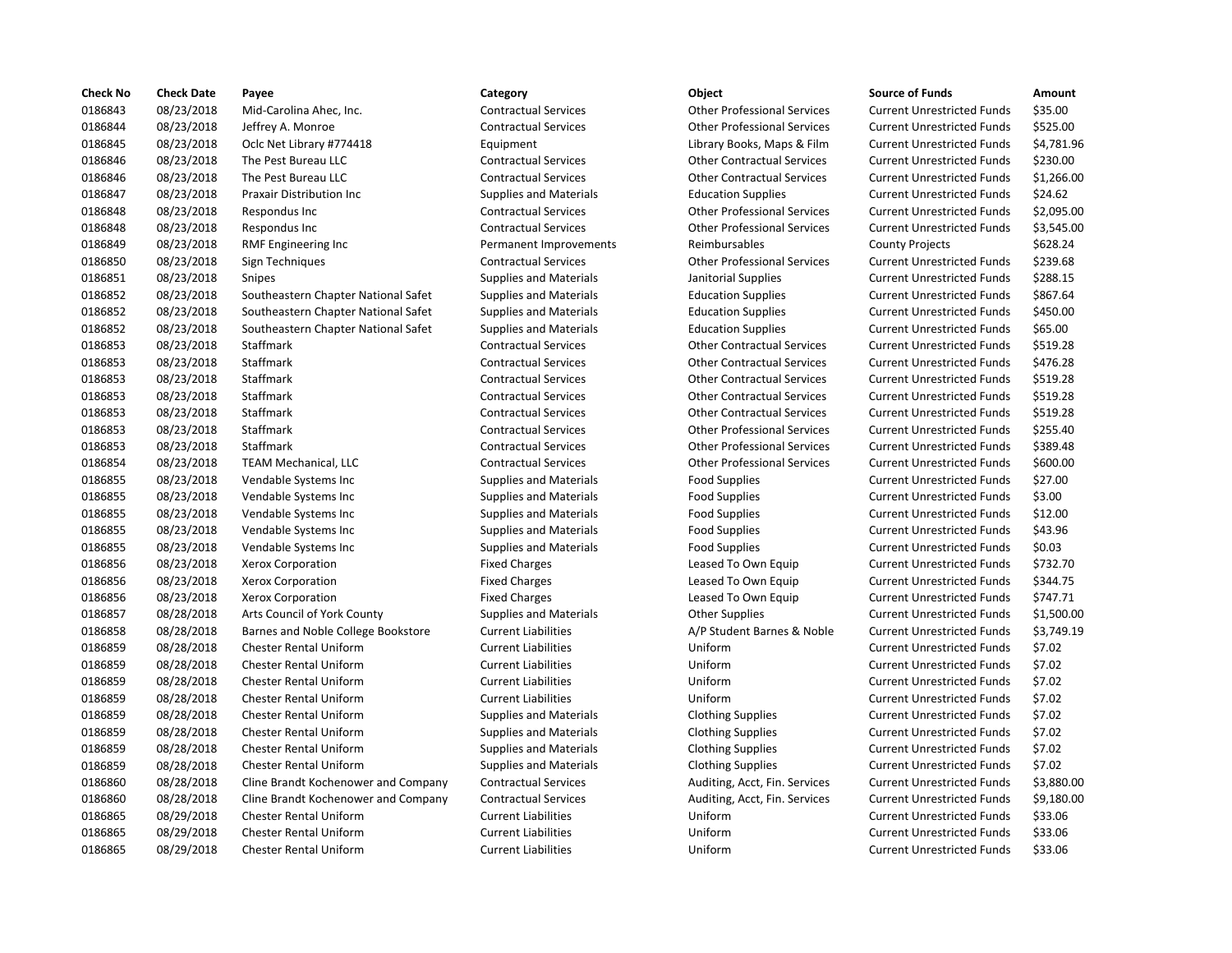| Check No | Check Date | Payee | Category | Object | Source of Funds | Amount |
|---|---|---|---|---|---|---|
| 0186843 | 08/23/2018 | Mid-Carolina Ahec, Inc. | Contractual Services | Other Professional Services | Current Unrestricted Funds | $35.00 |
| 0186844 | 08/23/2018 | Jeffrey A. Monroe | Contractual Services | Other Professional Services | Current Unrestricted Funds | $525.00 |
| 0186845 | 08/23/2018 | Oclc Net Library #774418 | Equipment | Library Books, Maps & Film | Current Unrestricted Funds | $4,781.96 |
| 0186846 | 08/23/2018 | The Pest Bureau LLC | Contractual Services | Other Contractual Services | Current Unrestricted Funds | $230.00 |
| 0186846 | 08/23/2018 | The Pest Bureau LLC | Contractual Services | Other Contractual Services | Current Unrestricted Funds | $1,266.00 |
| 0186847 | 08/23/2018 | Praxair Distribution Inc | Supplies and Materials | Education Supplies | Current Unrestricted Funds | $24.62 |
| 0186848 | 08/23/2018 | Respondus Inc | Contractual Services | Other Professional Services | Current Unrestricted Funds | $2,095.00 |
| 0186848 | 08/23/2018 | Respondus Inc | Contractual Services | Other Professional Services | Current Unrestricted Funds | $3,545.00 |
| 0186849 | 08/23/2018 | RMF Engineering Inc | Permanent Improvements | Reimbursables | County Projects | $628.24 |
| 0186850 | 08/23/2018 | Sign Techniques | Contractual Services | Other Professional Services | Current Unrestricted Funds | $239.68 |
| 0186851 | 08/23/2018 | Snipes | Supplies and Materials | Janitorial Supplies | Current Unrestricted Funds | $288.15 |
| 0186852 | 08/23/2018 | Southeastern Chapter National Safet | Supplies and Materials | Education Supplies | Current Unrestricted Funds | $867.64 |
| 0186852 | 08/23/2018 | Southeastern Chapter National Safet | Supplies and Materials | Education Supplies | Current Unrestricted Funds | $450.00 |
| 0186852 | 08/23/2018 | Southeastern Chapter National Safet | Supplies and Materials | Education Supplies | Current Unrestricted Funds | $65.00 |
| 0186853 | 08/23/2018 | Staffmark | Contractual Services | Other Contractual Services | Current Unrestricted Funds | $519.28 |
| 0186853 | 08/23/2018 | Staffmark | Contractual Services | Other Contractual Services | Current Unrestricted Funds | $476.28 |
| 0186853 | 08/23/2018 | Staffmark | Contractual Services | Other Contractual Services | Current Unrestricted Funds | $519.28 |
| 0186853 | 08/23/2018 | Staffmark | Contractual Services | Other Contractual Services | Current Unrestricted Funds | $519.28 |
| 0186853 | 08/23/2018 | Staffmark | Contractual Services | Other Contractual Services | Current Unrestricted Funds | $519.28 |
| 0186853 | 08/23/2018 | Staffmark | Contractual Services | Other Professional Services | Current Unrestricted Funds | $255.40 |
| 0186853 | 08/23/2018 | Staffmark | Contractual Services | Other Professional Services | Current Unrestricted Funds | $389.48 |
| 0186854 | 08/23/2018 | TEAM Mechanical, LLC | Contractual Services | Other Professional Services | Current Unrestricted Funds | $600.00 |
| 0186855 | 08/23/2018 | Vendable Systems Inc | Supplies and Materials | Food Supplies | Current Unrestricted Funds | $27.00 |
| 0186855 | 08/23/2018 | Vendable Systems Inc | Supplies and Materials | Food Supplies | Current Unrestricted Funds | $3.00 |
| 0186855 | 08/23/2018 | Vendable Systems Inc | Supplies and Materials | Food Supplies | Current Unrestricted Funds | $12.00 |
| 0186855 | 08/23/2018 | Vendable Systems Inc | Supplies and Materials | Food Supplies | Current Unrestricted Funds | $43.96 |
| 0186855 | 08/23/2018 | Vendable Systems Inc | Supplies and Materials | Food Supplies | Current Unrestricted Funds | $0.03 |
| 0186856 | 08/23/2018 | Xerox Corporation | Fixed Charges | Leased To Own Equip | Current Unrestricted Funds | $732.70 |
| 0186856 | 08/23/2018 | Xerox Corporation | Fixed Charges | Leased To Own Equip | Current Unrestricted Funds | $344.75 |
| 0186856 | 08/23/2018 | Xerox Corporation | Fixed Charges | Leased To Own Equip | Current Unrestricted Funds | $747.71 |
| 0186857 | 08/28/2018 | Arts Council of York County | Supplies and Materials | Other Supplies | Current Unrestricted Funds | $1,500.00 |
| 0186858 | 08/28/2018 | Barnes and Noble College Bookstore | Current Liabilities | A/P Student Barnes & Noble | Current Unrestricted Funds | $3,749.19 |
| 0186859 | 08/28/2018 | Chester Rental Uniform | Current Liabilities | Uniform | Current Unrestricted Funds | $7.02 |
| 0186859 | 08/28/2018 | Chester Rental Uniform | Current Liabilities | Uniform | Current Unrestricted Funds | $7.02 |
| 0186859 | 08/28/2018 | Chester Rental Uniform | Current Liabilities | Uniform | Current Unrestricted Funds | $7.02 |
| 0186859 | 08/28/2018 | Chester Rental Uniform | Current Liabilities | Uniform | Current Unrestricted Funds | $7.02 |
| 0186859 | 08/28/2018 | Chester Rental Uniform | Supplies and Materials | Clothing Supplies | Current Unrestricted Funds | $7.02 |
| 0186859 | 08/28/2018 | Chester Rental Uniform | Supplies and Materials | Clothing Supplies | Current Unrestricted Funds | $7.02 |
| 0186859 | 08/28/2018 | Chester Rental Uniform | Supplies and Materials | Clothing Supplies | Current Unrestricted Funds | $7.02 |
| 0186859 | 08/28/2018 | Chester Rental Uniform | Supplies and Materials | Clothing Supplies | Current Unrestricted Funds | $7.02 |
| 0186860 | 08/28/2018 | Cline Brandt Kochenower and Company | Contractual Services | Auditing, Acct, Fin. Services | Current Unrestricted Funds | $3,880.00 |
| 0186860 | 08/28/2018 | Cline Brandt Kochenower and Company | Contractual Services | Auditing, Acct, Fin. Services | Current Unrestricted Funds | $9,180.00 |
| 0186865 | 08/29/2018 | Chester Rental Uniform | Current Liabilities | Uniform | Current Unrestricted Funds | $33.06 |
| 0186865 | 08/29/2018 | Chester Rental Uniform | Current Liabilities | Uniform | Current Unrestricted Funds | $33.06 |
| 0186865 | 08/29/2018 | Chester Rental Uniform | Current Liabilities | Uniform | Current Unrestricted Funds | $33.06 |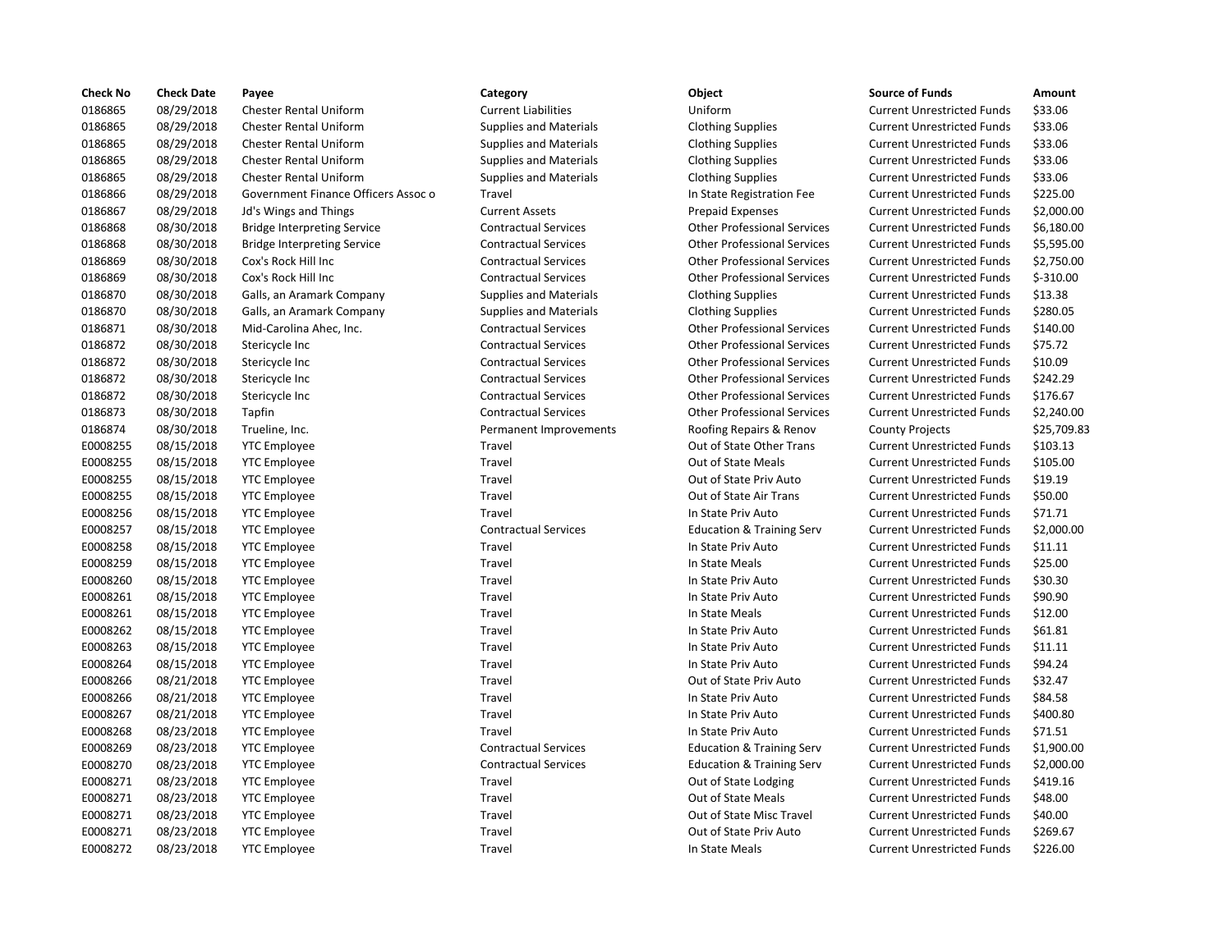| Check No | Check Date | Payee | Category | Object | Source of Funds | Amount |
|---|---|---|---|---|---|---|
| 0186865 | 08/29/2018 | Chester Rental Uniform | Current Liabilities | Uniform | Current Unrestricted Funds | $33.06 |
| 0186865 | 08/29/2018 | Chester Rental Uniform | Supplies and Materials | Clothing Supplies | Current Unrestricted Funds | $33.06 |
| 0186865 | 08/29/2018 | Chester Rental Uniform | Supplies and Materials | Clothing Supplies | Current Unrestricted Funds | $33.06 |
| 0186865 | 08/29/2018 | Chester Rental Uniform | Supplies and Materials | Clothing Supplies | Current Unrestricted Funds | $33.06 |
| 0186865 | 08/29/2018 | Chester Rental Uniform | Supplies and Materials | Clothing Supplies | Current Unrestricted Funds | $33.06 |
| 0186866 | 08/29/2018 | Government Finance Officers Assoc o | Travel | In State Registration Fee | Current Unrestricted Funds | $225.00 |
| 0186867 | 08/29/2018 | Jd's Wings and Things | Current Assets | Prepaid Expenses | Current Unrestricted Funds | $2,000.00 |
| 0186868 | 08/30/2018 | Bridge Interpreting Service | Contractual Services | Other Professional Services | Current Unrestricted Funds | $6,180.00 |
| 0186868 | 08/30/2018 | Bridge Interpreting Service | Contractual Services | Other Professional Services | Current Unrestricted Funds | $5,595.00 |
| 0186869 | 08/30/2018 | Cox's Rock Hill Inc | Contractual Services | Other Professional Services | Current Unrestricted Funds | $2,750.00 |
| 0186869 | 08/30/2018 | Cox's Rock Hill Inc | Contractual Services | Other Professional Services | Current Unrestricted Funds | $-310.00 |
| 0186870 | 08/30/2018 | Galls, an Aramark Company | Supplies and Materials | Clothing Supplies | Current Unrestricted Funds | $13.38 |
| 0186870 | 08/30/2018 | Galls, an Aramark Company | Supplies and Materials | Clothing Supplies | Current Unrestricted Funds | $280.05 |
| 0186871 | 08/30/2018 | Mid-Carolina Ahec, Inc. | Contractual Services | Other Professional Services | Current Unrestricted Funds | $140.00 |
| 0186872 | 08/30/2018 | Stericycle Inc | Contractual Services | Other Professional Services | Current Unrestricted Funds | $75.72 |
| 0186872 | 08/30/2018 | Stericycle Inc | Contractual Services | Other Professional Services | Current Unrestricted Funds | $10.09 |
| 0186872 | 08/30/2018 | Stericycle Inc | Contractual Services | Other Professional Services | Current Unrestricted Funds | $242.29 |
| 0186872 | 08/30/2018 | Stericycle Inc | Contractual Services | Other Professional Services | Current Unrestricted Funds | $176.67 |
| 0186873 | 08/30/2018 | Tapfin | Contractual Services | Other Professional Services | Current Unrestricted Funds | $2,240.00 |
| 0186874 | 08/30/2018 | Trueline, Inc. | Permanent Improvements | Roofing Repairs & Renov | County Projects | $25,709.83 |
| E0008255 | 08/15/2018 | YTC Employee | Travel | Out of State Other Trans | Current Unrestricted Funds | $103.13 |
| E0008255 | 08/15/2018 | YTC Employee | Travel | Out of State Meals | Current Unrestricted Funds | $105.00 |
| E0008255 | 08/15/2018 | YTC Employee | Travel | Out of State Priv Auto | Current Unrestricted Funds | $19.19 |
| E0008255 | 08/15/2018 | YTC Employee | Travel | Out of State Air Trans | Current Unrestricted Funds | $50.00 |
| E0008256 | 08/15/2018 | YTC Employee | Travel | In State Priv Auto | Current Unrestricted Funds | $71.71 |
| E0008257 | 08/15/2018 | YTC Employee | Contractual Services | Education & Training Serv | Current Unrestricted Funds | $2,000.00 |
| E0008258 | 08/15/2018 | YTC Employee | Travel | In State Priv Auto | Current Unrestricted Funds | $11.11 |
| E0008259 | 08/15/2018 | YTC Employee | Travel | In State Meals | Current Unrestricted Funds | $25.00 |
| E0008260 | 08/15/2018 | YTC Employee | Travel | In State Priv Auto | Current Unrestricted Funds | $30.30 |
| E0008261 | 08/15/2018 | YTC Employee | Travel | In State Priv Auto | Current Unrestricted Funds | $90.90 |
| E0008261 | 08/15/2018 | YTC Employee | Travel | In State Meals | Current Unrestricted Funds | $12.00 |
| E0008262 | 08/15/2018 | YTC Employee | Travel | In State Priv Auto | Current Unrestricted Funds | $61.81 |
| E0008263 | 08/15/2018 | YTC Employee | Travel | In State Priv Auto | Current Unrestricted Funds | $11.11 |
| E0008264 | 08/15/2018 | YTC Employee | Travel | In State Priv Auto | Current Unrestricted Funds | $94.24 |
| E0008266 | 08/21/2018 | YTC Employee | Travel | Out of State Priv Auto | Current Unrestricted Funds | $32.47 |
| E0008266 | 08/21/2018 | YTC Employee | Travel | In State Priv Auto | Current Unrestricted Funds | $84.58 |
| E0008267 | 08/21/2018 | YTC Employee | Travel | In State Priv Auto | Current Unrestricted Funds | $400.80 |
| E0008268 | 08/23/2018 | YTC Employee | Travel | In State Priv Auto | Current Unrestricted Funds | $71.51 |
| E0008269 | 08/23/2018 | YTC Employee | Contractual Services | Education & Training Serv | Current Unrestricted Funds | $1,900.00 |
| E0008270 | 08/23/2018 | YTC Employee | Contractual Services | Education & Training Serv | Current Unrestricted Funds | $2,000.00 |
| E0008271 | 08/23/2018 | YTC Employee | Travel | Out of State Lodging | Current Unrestricted Funds | $419.16 |
| E0008271 | 08/23/2018 | YTC Employee | Travel | Out of State Meals | Current Unrestricted Funds | $48.00 |
| E0008271 | 08/23/2018 | YTC Employee | Travel | Out of State Misc Travel | Current Unrestricted Funds | $40.00 |
| E0008271 | 08/23/2018 | YTC Employee | Travel | Out of State Priv Auto | Current Unrestricted Funds | $269.67 |
| E0008272 | 08/23/2018 | YTC Employee | Travel | In State Meals | Current Unrestricted Funds | $226.00 |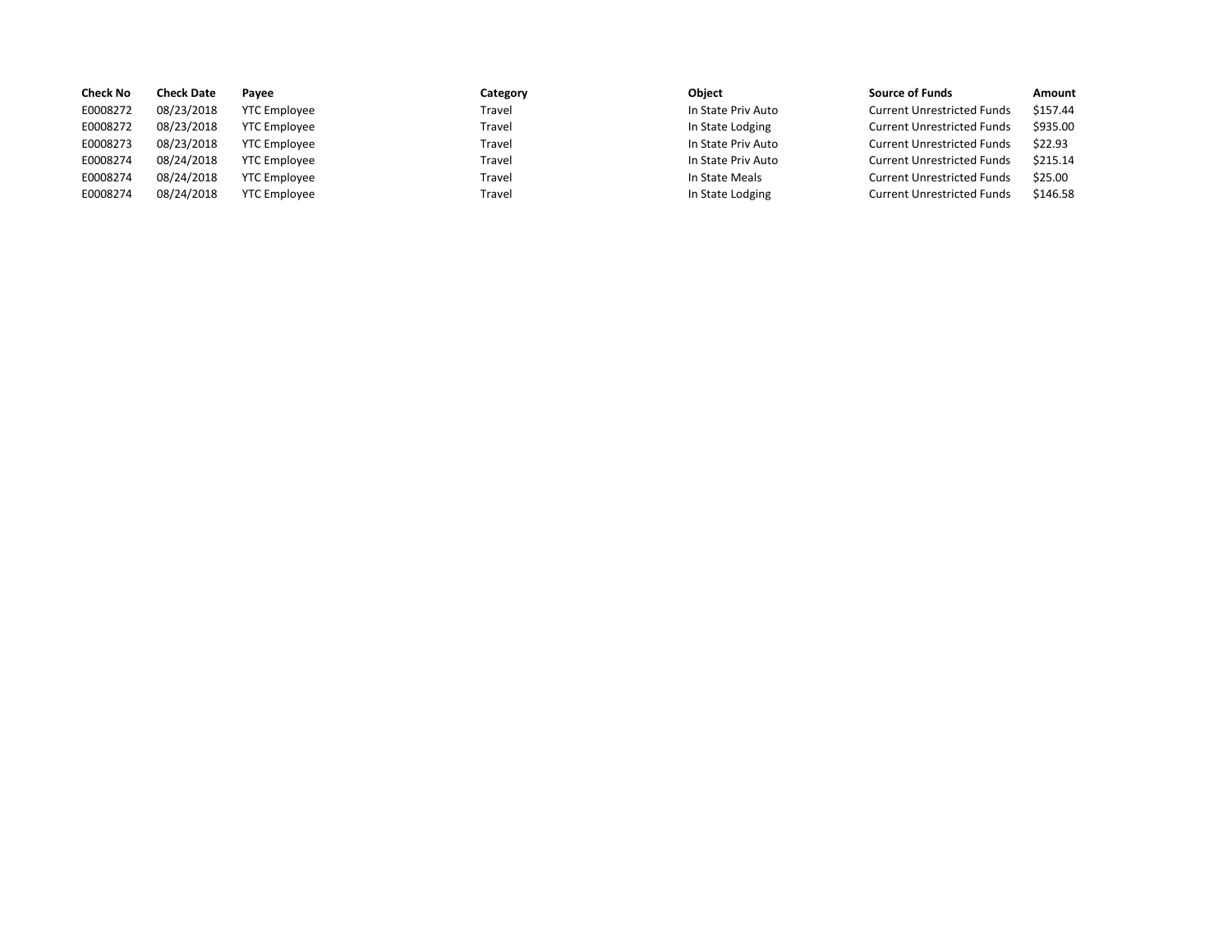| Check No | Check Date | Payee | Category | Object | Source of Funds | Amount |
| --- | --- | --- | --- | --- | --- | --- |
| E0008272 | 08/23/2018 | YTC Employee | Travel | In State Priv Auto | Current Unrestricted Funds | $157.44 |
| E0008272 | 08/23/2018 | YTC Employee | Travel | In State Lodging | Current Unrestricted Funds | $935.00 |
| E0008273 | 08/23/2018 | YTC Employee | Travel | In State Priv Auto | Current Unrestricted Funds | $22.93 |
| E0008274 | 08/24/2018 | YTC Employee | Travel | In State Priv Auto | Current Unrestricted Funds | $215.14 |
| E0008274 | 08/24/2018 | YTC Employee | Travel | In State Meals | Current Unrestricted Funds | $25.00 |
| E0008274 | 08/24/2018 | YTC Employee | Travel | In State Lodging | Current Unrestricted Funds | $146.58 |